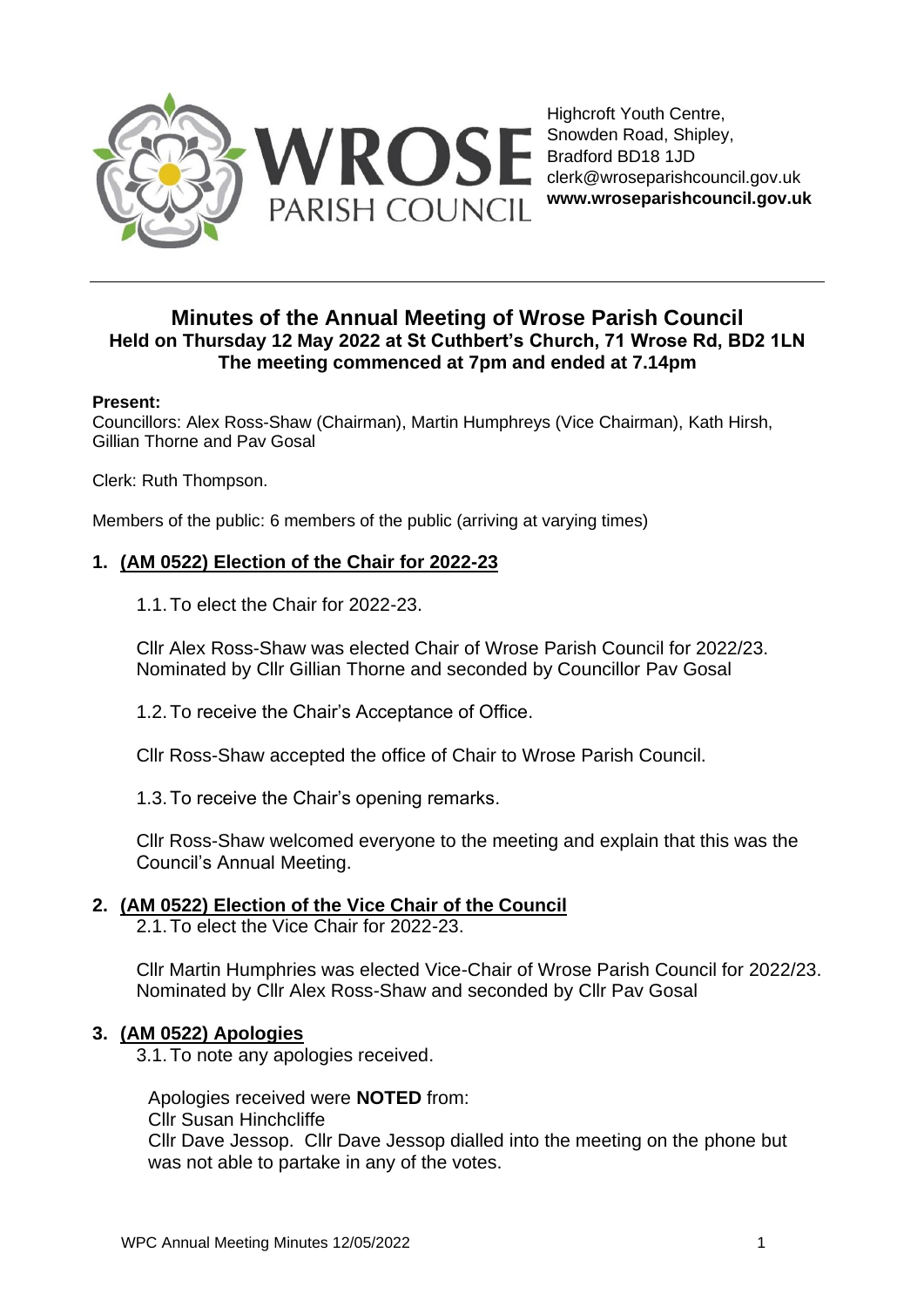WROSE PARISH COUNCIL

Highcroft Youth Centre,
Snowden Road, Shipley,
Bradford BD18 1JD
clerk@wroseparishcouncil.gov.uk
**www.wroseparishcouncil.gov.uk**

# Minutes of the Annual Meeting of Wrose Parish Council
## Held on Thursday 12 May 2022 at St Cuthbert's Church, 71 Wrose Rd, BD2 1LN
## The meeting commenced at 7pm and ended at 7.14pm

**Present:**
Councillors: Alex Ross-Shaw (Chairman), Martin Humphreys (Vice Chairman), Kath Hirsh, Gillian Thorne and Pav Gosal

Clerk: Ruth Thompson.

Members of the public: 6 members of the public (arriving at varying times)

### 1. (AM 0522) Election of the Chair for 2022-23

1.1. To elect the Chair for 2022-23.

Cllr Alex Ross-Shaw was elected Chair of Wrose Parish Council for 2022/23. Nominated by Cllr Gillian Thorne and seconded by Councillor Pav Gosal

1.2. To receive the Chair's Acceptance of Office.

Cllr Ross-Shaw accepted the office of Chair to Wrose Parish Council.

1.3. To receive the Chair's opening remarks.

Cllr Ross-Shaw welcomed everyone to the meeting and explain that this was the Council's Annual Meeting.

### 2. (AM 0522) Election of the Vice Chair of the Council

2.1. To elect the Vice Chair for 2022-23.

Cllr Martin Humphries was elected Vice-Chair of Wrose Parish Council for 2022/23. Nominated by Cllr Alex Ross-Shaw and seconded by Cllr Pav Gosal

### 3. (AM 0522) Apologies

3.1. To note any apologies received.

Apologies received were **NOTED** from:
Cllr Susan Hinchcliffe
Cllr Dave Jessop. Cllr Dave Jessop dialled into the meeting on the phone but was not able to partake in any of the votes.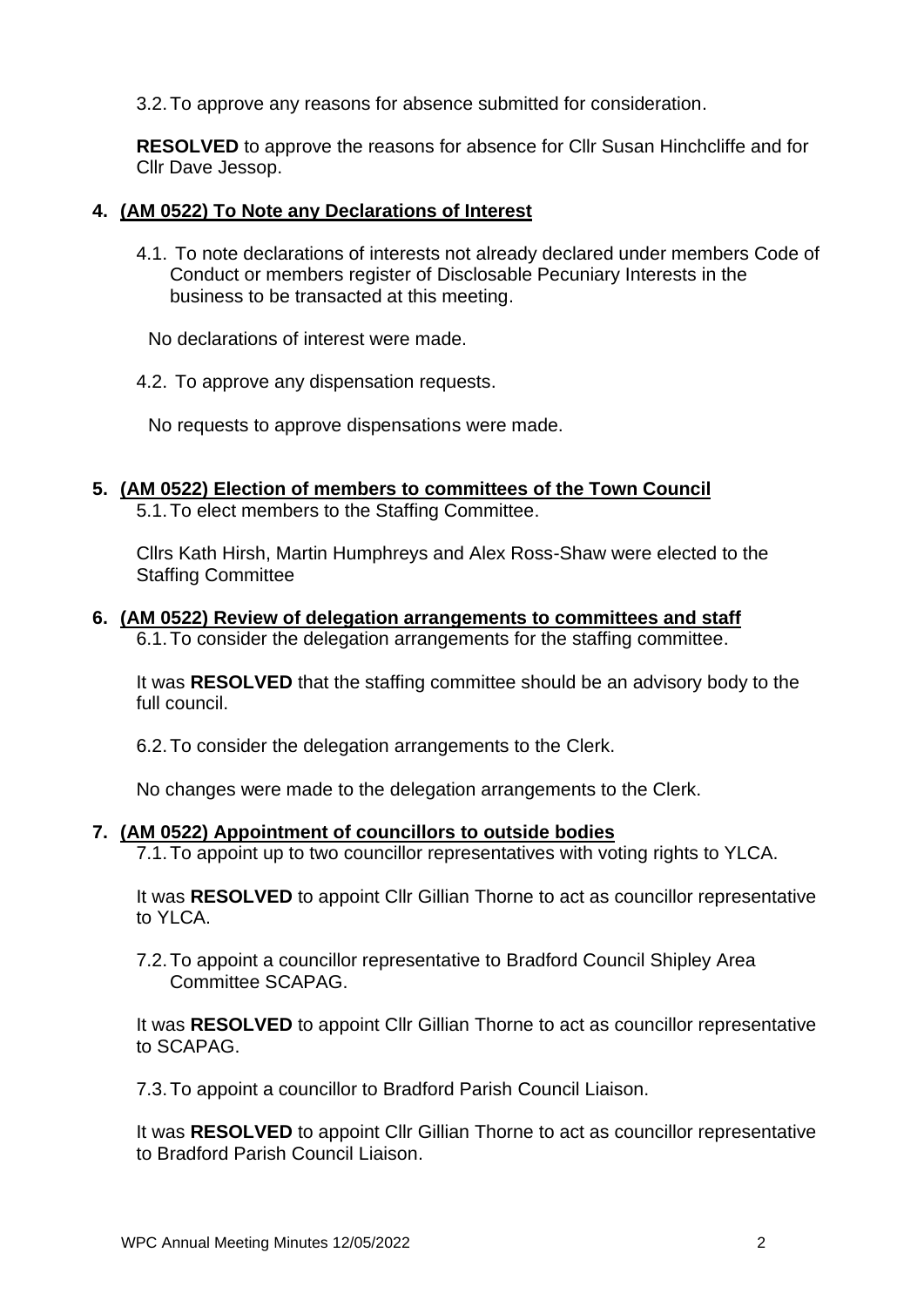3.2. To approve any reasons for absence submitted for consideration.

**RESOLVED** to approve the reasons for absence for Cllr Susan Hinchcliffe and for Cllr Dave Jessop.

## 4. (AM 0522) To Note any Declarations of Interest

4.1. To note declarations of interests not already declared under members Code of Conduct or members register of Disclosable Pecuniary Interests in the business to be transacted at this meeting.

No declarations of interest were made.

4.2. To approve any dispensation requests.

No requests to approve dispensations were made.

## 5. (AM 0522) Election of members to committees of the Town Council

5.1. To elect members to the Staffing Committee.

Cllrs Kath Hirsh, Martin Humphreys and Alex Ross-Shaw were elected to the Staffing Committee

## 6. (AM 0522) Review of delegation arrangements to committees and staff

6.1. To consider the delegation arrangements for the staffing committee.

It was **RESOLVED** that the staffing committee should be an advisory body to the full council.

6.2. To consider the delegation arrangements to the Clerk.

No changes were made to the delegation arrangements to the Clerk.

## 7. (AM 0522) Appointment of councillors to outside bodies

7.1. To appoint up to two councillor representatives with voting rights to YLCA.

It was **RESOLVED** to appoint Cllr Gillian Thorne to act as councillor representative to YLCA.

7.2. To appoint a councillor representative to Bradford Council Shipley Area Committee SCAPAG.

It was **RESOLVED** to appoint Cllr Gillian Thorne to act as councillor representative to SCAPAG.

7.3. To appoint a councillor to Bradford Parish Council Liaison.

It was **RESOLVED** to appoint Cllr Gillian Thorne to act as councillor representative to Bradford Parish Council Liaison.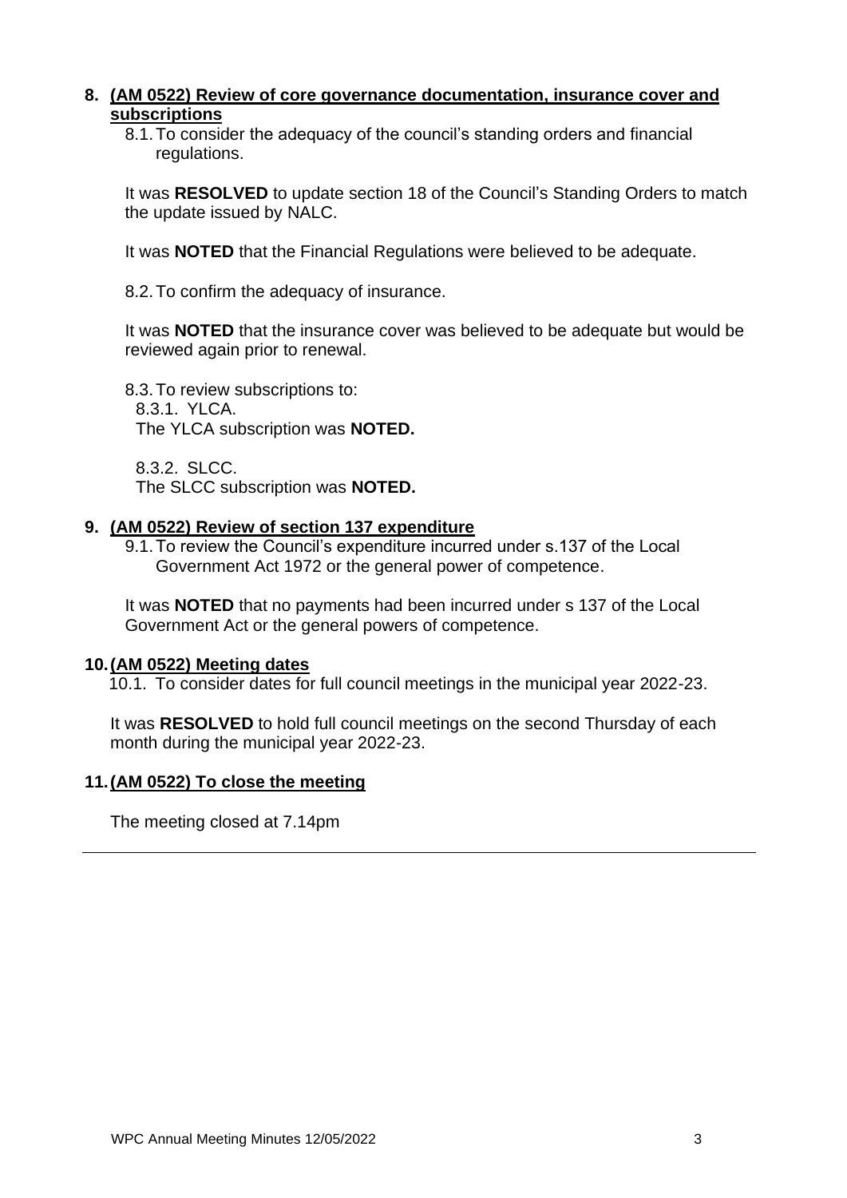**8. (AM 0522) Review of core governance documentation, insurance cover and subscriptions**

8.1. To consider the adequacy of the council's standing orders and financial regulations.

It was **RESOLVED** to update section 18 of the Council's Standing Orders to match the update issued by NALC.

It was **NOTED** that the Financial Regulations were believed to be adequate.

8.2. To confirm the adequacy of insurance.

It was **NOTED** that the insurance cover was believed to be adequate but would be reviewed again prior to renewal.

8.3. To review subscriptions to:

8.3.1. YLCA.
The YLCA subscription was **NOTED.**

8.3.2. SLCC.
The SLCC subscription was **NOTED.**

**9. (AM 0522) Review of section 137 expenditure**

9.1. To review the Council's expenditure incurred under s.137 of the Local Government Act 1972 or the general power of competence.

It was **NOTED** that no payments had been incurred under s 137 of the Local Government Act or the general powers of competence.

**10. (AM 0522) Meeting dates**

10.1. To consider dates for full council meetings in the municipal year 2022-23.

It was **RESOLVED** to hold full council meetings on the second Thursday of each month during the municipal year 2022-23.

**11. (AM 0522) To close the meeting**

The meeting closed at 7.14pm

---